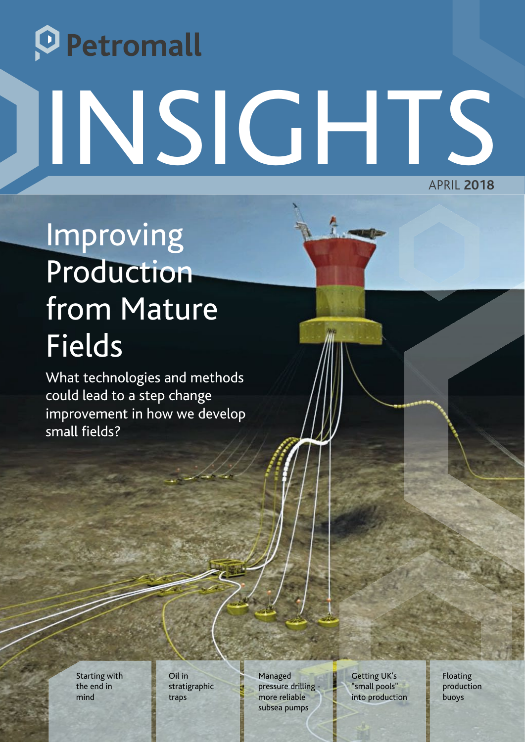Petromall

# INSIGHTS

APRIL **2018**

## Improving Production from Mature Fields

What technologies and methods could lead to a step change improvement in how we develop small fields?

- Starting with the end in mind
- Oil in stratigraphic traps
- Managed pressure drilling - more reliable subsea pumps
- Getting UK's "small pools" into production
- Floating production buoys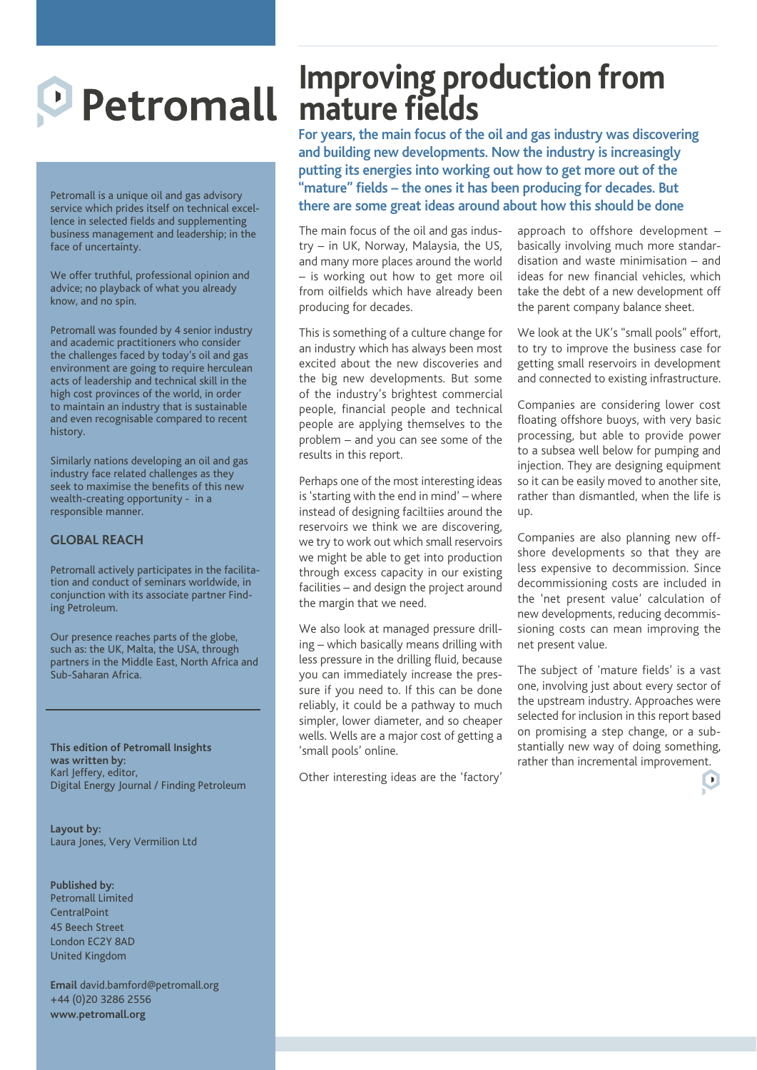# Petromall

Petromall is a unique oil and gas advisory service which prides itself on technical excellence in selected fields and supplementing business management and leadership; in the face of uncertainty.

We offer truthful, professional opinion and advice; no playback of what you already know, and no spin.

Petromall was founded by 4 senior industry and academic practitioners who consider the challenges faced by today's oil and gas environment are going to require herculean acts of leadership and technical skill in the high cost provinces of the world, in order to maintain an industry that is sustainable and even recognisable compared to recent history.

Similarly nations developing an oil and gas industry face related challenges as they seek to maximise the benefits of this new wealth-creating opportunity - in a responsible manner.

## GLOBAL REACH

Petromall actively participates in the facilitation and conduct of seminars worldwide, in conjunction with its associate partner Finding Petroleum.

Our presence reaches parts of the globe, such as: the UK, Malta, the USA, through partners in the Middle East, North Africa and Sub-Saharan Africa.

**This edition of Petromall Insights was written by:**
Karl Jeffery, editor,
Digital Energy Journal / Finding Petroleum

**Layout by:**
Laura Jones, Very Vermilion Ltd

**Published by:**
Petromall Limited
CentralPoint
45 Beech Street
London EC2Y 8AD
United Kingdom

**Email** david.bamford@petromall.org
+44 (0)20 3286 2556
**www.petromall.org**

# Improving production from mature fields

**For years, the main focus of the oil and gas industry was discovering and building new developments. Now the industry is increasingly putting its energies into working out how to get much more out of the "mature" fields – the ones it has been producing for decades. But there are some great ideas around about how this should be done**

The main focus of the oil and gas industry – in UK, Norway, Malaysia, the US, and many more places around the world – is working out how to get more oil from oilfields which have already been producing for decades.

This is something of a culture change for an industry which has always been most excited about the new discoveries and the big new developments. But some of the industry's brightest commercial people, financial people and technical people are applying themselves to the problem – and you can see some of the results in this report.

Perhaps one of the most interesting ideas is 'starting with the end in mind' – where instead of designing faciltiies around the reservoirs we think we are discovering, we try to work out which small reservoirs we might be able to get into production through excess capacity in our existing facilities – and design the project around the margin that we need.

We also look at managed pressure drilling – which basically means drilling with less pressure in the drilling fluid, because you can immediately increase the pressure if you need to. If this can be done reliably, it could be a pathway to much simpler, lower diameter, and so cheaper wells. Wells are a major cost of getting a 'small pools' online.

Other interesting ideas are the 'factory' approach to offshore development – basically involving much more standardisation and waste minimisation – and ideas for new financial vehicles, which take the debt of a new development off the parent company balance sheet.

We look at the UK's "small pools" effort, to try to improve the business case for getting small reservoirs in development and connected to existing infrastructure.

Companies are considering lower cost floating offshore buoys, with very basic processing, but able to provide power to a subsea well below for pumping and injection. They are designing equipment so it can be easily moved to another site, rather than dismantled, when the life is up.

Companies are also planning new offshore developments so that they are less expensive to decommission. Since decommissioning costs are included in the 'net present value' calculation of new developments, reducing decommissioning costs can mean improving the net present value.

The subject of 'mature fields' is a vast one, involving just about every sector of the upstream industry. Approaches were selected for inclusion in this report based on promising a step change, or a substantially new way of doing something, rather than incremental improvement.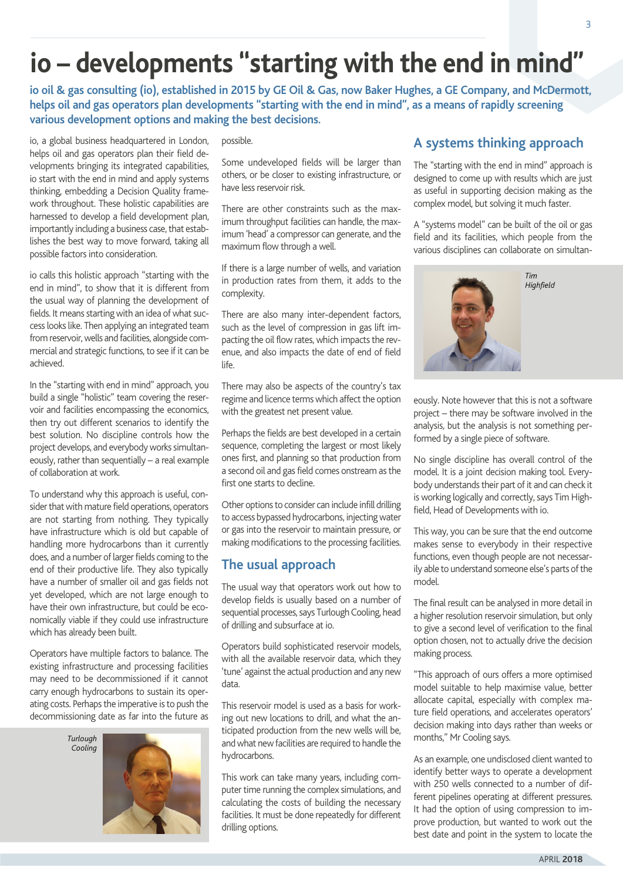# io – developments "starting with the end in mind"

**io oil & gas consulting (io), established in 2015 by GE Oil & Gas, now Baker Hughes, a GE Company, and McDermott, helps oil and gas operators plan developments "starting with the end in mind", as a means of rapidly screening various development options and making the best decisions.**

io, a global business headquartered in London, helps oil and gas operators plan their field developments bringing its integrated capabilities, io start with the end in mind and apply systems thinking, embedding a Decision Quality framework throughout. These holistic capabilities are harnessed to develop a field development plan, importantly including a business case, that establishes the best way to move forward, taking all possible factors into consideration.

io calls this holistic approach "starting with the end in mind", to show that it is different from the usual way of planning the development of fields. It means starting with an idea of what success looks like. Then applying an integrated team from reservoir, wells and facilities, alongside commercial and strategic functions, to see if it can be achieved.

In the "starting with end in mind" approach, you build a single "holistic" team covering the reservoir and facilities encompassing the economics, then try out different scenarios to identify the best solution. No discipline controls how the project develops, and everybody works simultaneously, rather than sequentially – a real example of collaboration at work.

To understand why this approach is useful, consider that with mature field operations, operators are not starting from nothing. They typically have infrastructure which is old but capable of handling more hydrocarbons than it currently does, and a number of larger fields coming to the end of their productive life. They also typically have a number of smaller oil and gas fields not yet developed, which are not large enough to have their own infrastructure, but could be economically viable if they could use infrastructure which has already been built.

Operators have multiple factors to balance. The existing infrastructure and processing facilities may need to be decommissioned if it cannot carry enough hydrocarbons to sustain its operating costs. Perhaps the imperative is to push the decommissioning date as far into the future as possible.

*Turlough Cooling*

Some undeveloped fields will be larger than others, or be closer to existing infrastructure, or have less reservoir risk.

There are other constraints such as the maximum throughput facilities can handle, the maximum 'head' a compressor can generate, and the maximum flow through a well.

If there is a large number of wells, and variation in production rates from them, it adds to the complexity.

There are also many inter-dependent factors, such as the level of compression in gas lift impacting the oil flow rates, which impacts the revenue, and also impacts the date of end of field life.

There may also be aspects of the country's tax regime and licence terms which affect the option with the greatest net present value.

Perhaps the fields are best developed in a certain sequence, completing the largest or most likely ones first, and planning so that production from a second oil and gas field comes onstream as the first one starts to decline.

Other options to consider can include infill drilling to access bypassed hydrocarbons, injecting water or gas into the reservoir to maintain pressure, or making modifications to the processing facilities.

## The usual approach

The usual way that operators work out how to develop fields is usually based on a number of sequential processes, says Turlough Cooling, head of drilling and subsurface at io.

Operators build sophisticated reservoir models, with all the available reservoir data, which they 'tune' against the actual production and any new data.

This reservoir model is used as a basis for working out new locations to drill, and what the anticipated production from the new wells will be, and what new facilities are required to handle the hydrocarbons.

This work can take many years, including computer time running the complex simulations, and calculating the costs of building the necessary facilities. It must be done repeatedly for different drilling options.

## A systems thinking approach

The "starting with the end in mind" approach is designed to come up with results which are just as useful in supporting decision making as the complex model, but solving it much faster.

A "systems model" can be built of the oil or gas field and its facilities, which people from the various disciplines can collaborate on simultaneously. Note however that this is not a software project – there may be software involved in the analysis, but the analysis is not something performed by a single piece of software.

*Tim Highfield*

No single discipline has overall control of the model. It is a joint decision making tool. Everybody understands their part of it and can check it is working logically and correctly, says Tim Highfield, Head of Developments with io.

This way, you can be sure that the end outcome makes sense to everybody in their respective functions, even though people are not necessarily able to understand someone else's parts of the model.

The final result can be analysed in more detail in a higher resolution reservoir simulation, but only to give a second level of verification to the final option chosen, not to actually drive the decision making process.

"This approach of ours offers a more optimised model suitable to help maximise value, better allocate capital, especially with complex mature field operations, and accelerates operators' decision making into days rather than weeks or months," Mr Cooling says.

As an example, one undisclosed client wanted to identify better ways to operate a development with 250 wells connected to a number of different pipelines operating at different pressures. It had the option of using compression to improve production, but wanted to work out the best date and point in the system to locate the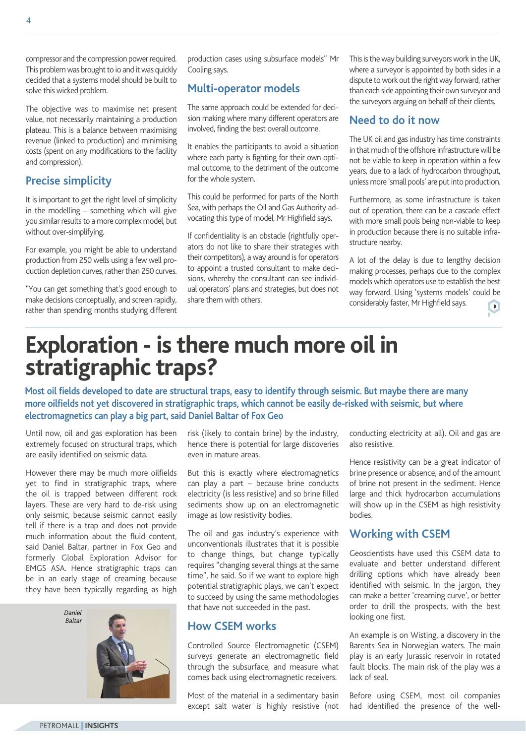compressor and the compression power required. This problem was brought to io and it was quickly decided that a systems model should be built to solve this wicked problem.

The objective was to maximise net present value, not necessarily maintaining a production plateau. This is a balance between maximising revenue (linked to production) and minimising costs (spent on any modifications to the facility and compression).

## Precise simplicity

It is important to get the right level of simplicity in the modelling – something which will give you similar results to a more complex model, but without over-simplifying.

For example, you might be able to understand production from 250 wells using a few well production depletion curves, rather than 250 curves.

"You can get something that's good enough to make decisions conceptually, and screen rapidly, rather than spending months studying different production cases using subsurface models" Mr Cooling says.

## Multi-operator models

The same approach could be extended for decision making where many different operators are involved, finding the best overall outcome.

It enables the participants to avoid a situation where each party is fighting for their own optimal outcome, to the detriment of the outcome for the whole system.

This could be performed for parts of the North Sea, with perhaps the Oil and Gas Authority advocating this type of model, Mr Highfield says.

If confidentiality is an obstacle (rightfully operators do not like to share their strategies with their competitors), a way around is for operators to appoint a trusted consultant to make decisions, whereby the consultant can see individual operators' plans and strategies, but does not share them with others.

This is the way building surveyors work in the UK, where a surveyor is appointed by both sides in a dispute to work out the right way forward, rather than each side appointing their own surveyor and the surveyors arguing on behalf of their clients.

## Need to do it now

The UK oil and gas industry has time constraints in that much of the offshore infrastructure will be not be viable to keep in operation within a few years, due to a lack of hydrocarbon throughput, unless more 'small pools' are put into production.

Furthermore, as some infrastructure is taken out of operation, there can be a cascade effect with more small pools being non-viable to keep in production because there is no suitable infrastructure nearby.

A lot of the delay is due to lengthy decision making processes, perhaps due to the complex models which operators use to establish the best way forward. Using 'systems models' could be considerably faster, Mr Highfield says.

# Exploration - is there much more oil in stratigraphic traps?

**Most oil fields developed to date are structural traps, easy to identify through seismic. But maybe there are many more oilfields not yet discovered in stratigraphic traps, which cannot be easily de-risked with seismic, but where electromagnetics can play a big part, said Daniel Baltar of Fox Geo**

Until now, oil and gas exploration has been extremely focused on structural traps, which are easily identified on seismic data.

However there may be much more oilfields yet to find in stratigraphic traps, where the oil is trapped between different rock layers. These are very hard to de-risk using only seismic, because seismic cannot easily tell if there is a trap and does not provide much information about the fluid content, said Daniel Baltar, partner in Fox Geo and formerly Global Exploration Advisor for EMGS ASA. Hence stratigraphic traps can be in an early stage of creaming because they have been typically regarding as high risk (likely to contain brine) by the industry, hence there is potential for large discoveries even in mature areas.

*Daniel Baltar*

But this is exactly where electromagnetics can play a part – because brine conducts electricity (is less resistive) and so brine filled sediments show up on an electromagnetic image as low resistivity bodies.

The oil and gas industry's experience with unconventionals illustrates that it is possible to change things, but change typically requires "changing several things at the same time", he said. So if we want to explore high potential stratigraphic plays, we can't expect to succeed by using the same methodologies that have not succeeded in the past.

## How CSEM works

Controlled Source Electromagnetic (CSEM) surveys generate an electromagnetic field through the subsurface, and measure what comes back using electromagnetic receivers.

Most of the material in a sedimentary basin except salt water is highly resistive (not conducting electricity at all). Oil and gas are also resistive.

Hence resistivity can be a great indicator of brine presence or absence, and of the amount of brine not present in the sediment. Hence large and thick hydrocarbon accumulations will show up in the CSEM as high resistivity bodies.

## Working with CSEM

Geoscientists have used this CSEM data to evaluate and better understand different drilling options which have already been identified with seismic. In the jargon, they can make a better 'creaming curve', or better order to drill the prospects, with the best looking one first.

An example is on Wisting, a discovery in the Barents Sea in Norwegian waters. The main play is an early Jurassic reservoir in rotated fault blocks. The main risk of the play was a lack of seal.

Before using CSEM, most oil companies had identified the presence of the well-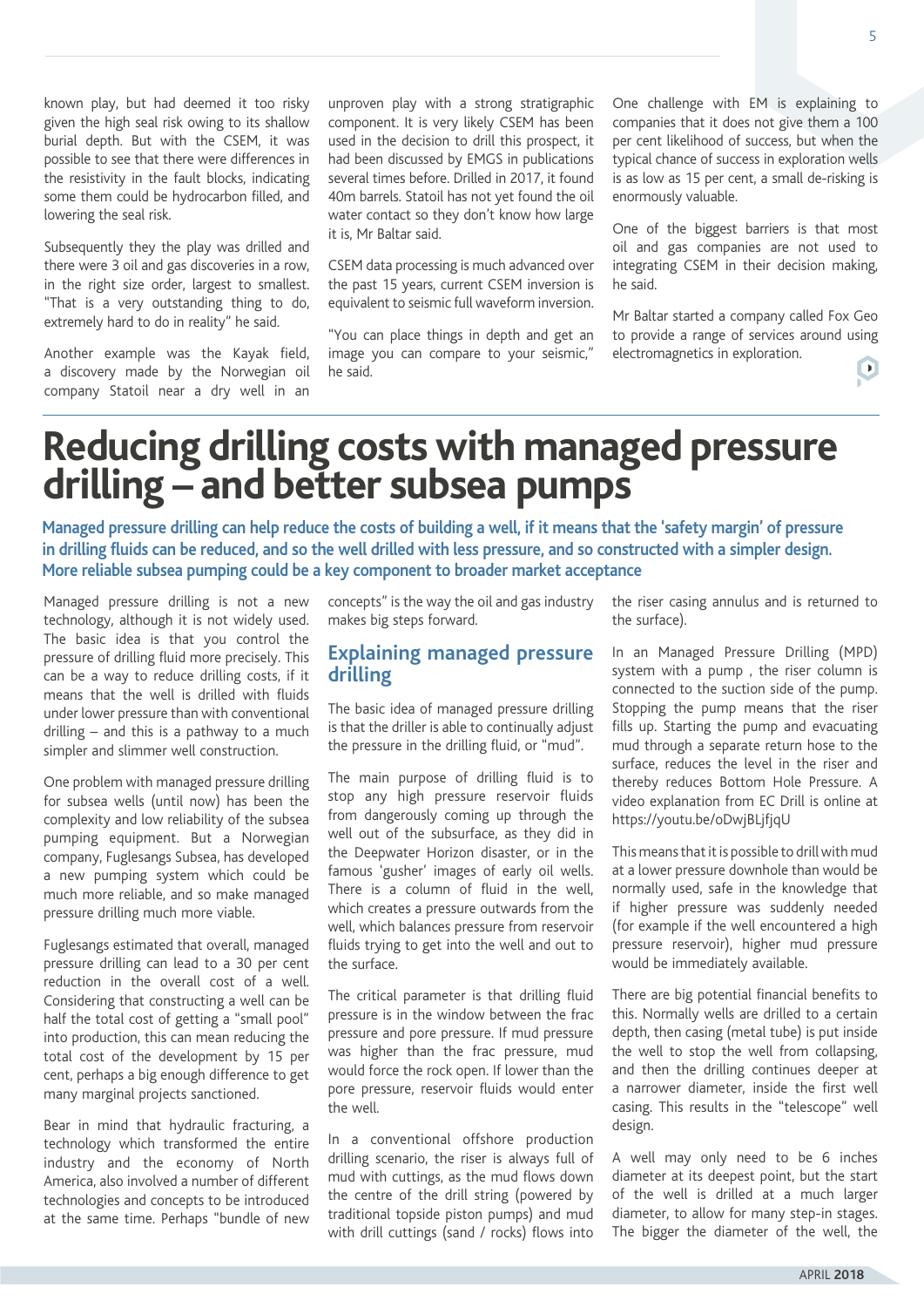known play, but had deemed it too risky given the high seal risk owing to its shallow burial depth. But with the CSEM, it was possible to see that there were differences in the resistivity in the fault blocks, indicating some them could be hydrocarbon filled, and lowering the seal risk.

Subsequently they the play was drilled and there were 3 oil and gas discoveries in a row, in the right size order, largest to smallest. "That is a very outstanding thing to do, extremely hard to do in reality" he said.

Another example was the Kayak field, a discovery made by the Norwegian oil company Statoil near a dry well in an unproven play with a strong stratigraphic component. It is very likely CSEM has been used in the decision to drill this prospect, it had been discussed by EMGS in publications several times before. Drilled in 2017, it found 40m barrels. Statoil has not yet found the oil water contact so they don't know how large it is, Mr Baltar said.

CSEM data processing is much advanced over the past 15 years, current CSEM inversion is equivalent to seismic full waveform inversion.

"You can place things in depth and get an image you can compare to your seismic," he said.

One challenge with EM is explaining to companies that it does not give them a 100 per cent likelihood of success, but when the typical chance of success in exploration wells is as low as 15 per cent, a small de-risking is enormously valuable.

One of the biggest barriers is that most oil and gas companies are not used to integrating CSEM in their decision making, he said.

Mr Baltar started a company called Fox Geo to provide a range of services around using electromagnetics in exploration.

# Reducing drilling costs with managed pressure drilling – and better subsea pumps

**Managed pressure drilling can help reduce the costs of building a well, if it means that the 'safety margin' of pressure in drilling fluids can be reduced, and so the well drilled with less pressure, and so constructed with a simpler design. More reliable subsea pumping could be a key component to broader market acceptance**

Managed pressure drilling is not a new technology, although it is not widely used. The basic idea is that you control the pressure of drilling fluid more precisely. This can be a way to reduce drilling costs, if it means that the well is drilled with fluids under lower pressure than with conventional drilling – and this is a pathway to a much simpler and slimmer well construction.

One problem with managed pressure drilling for subsea wells (until now) has been the complexity and low reliability of the subsea pumping equipment. But a Norwegian company, Fuglesangs Subsea, has developed a new pumping system which could be much more reliable, and so make managed pressure drilling much more viable.

Fuglesangs estimated that overall, managed pressure drilling can lead to a 30 per cent reduction in the overall cost of a well. Considering that constructing a well can be half the total cost of getting a "small pool" into production, this can mean reducing the total cost of the development by 15 per cent, perhaps a big enough difference to get many marginal projects sanctioned.

Bear in mind that hydraulic fracturing, a technology which transformed the entire industry and the economy of North America, also involved a number of different technologies and concepts to be introduced at the same time. Perhaps "bundle of new concepts" is the way the oil and gas industry makes big steps forward.

## Explaining managed pressure drilling

The basic idea of managed pressure drilling is that the driller is able to continually adjust the pressure in the drilling fluid, or "mud".

The main purpose of drilling fluid is to stop any high pressure reservoir fluids from dangerously coming up through the well out of the subsurface, as they did in the Deepwater Horizon disaster, or in the famous 'gusher' images of early oil wells. There is a column of fluid in the well, which creates a pressure outwards from the well, which balances pressure from reservoir fluids trying to get into the well and out to the surface.

The critical parameter is that drilling fluid pressure is in the window between the frac pressure and pore pressure. If mud pressure was higher than the frac pressure, mud would force the rock open. If lower than the pore pressure, reservoir fluids would enter the well.

In a conventional offshore production drilling scenario, the riser is always full of mud with cuttings, as the mud flows down the centre of the drill string (powered by traditional topside piston pumps) and mud with drill cuttings (sand / rocks) flows into the riser casing annulus and is returned to the surface).

In an Managed Pressure Drilling (MPD) system with a pump , the riser column is connected to the suction side of the pump. Stopping the pump means that the riser fills up. Starting the pump and evacuating mud through a separate return hose to the surface, reduces the level in the riser and thereby reduces Bottom Hole Pressure. A video explanation from EC Drill is online at https://youtu.be/oDwjBLjfjqU

This means that it is possible to drill with mud at a lower pressure downhole than would be normally used, safe in the knowledge that if higher pressure was suddenly needed (for example if the well encountered a high pressure reservoir), higher mud pressure would be immediately available.

There are big potential financial benefits to this. Normally wells are drilled to a certain depth, then casing (metal tube) is put inside the well to stop the well from collapsing, and then the drilling continues deeper at a narrower diameter, inside the first well casing. This results in the "telescope" well design.

A well may only need to be 6 inches diameter at its deepest point, but the start of the well is drilled at a much larger diameter, to allow for many step-in stages. The bigger the diameter of the well, the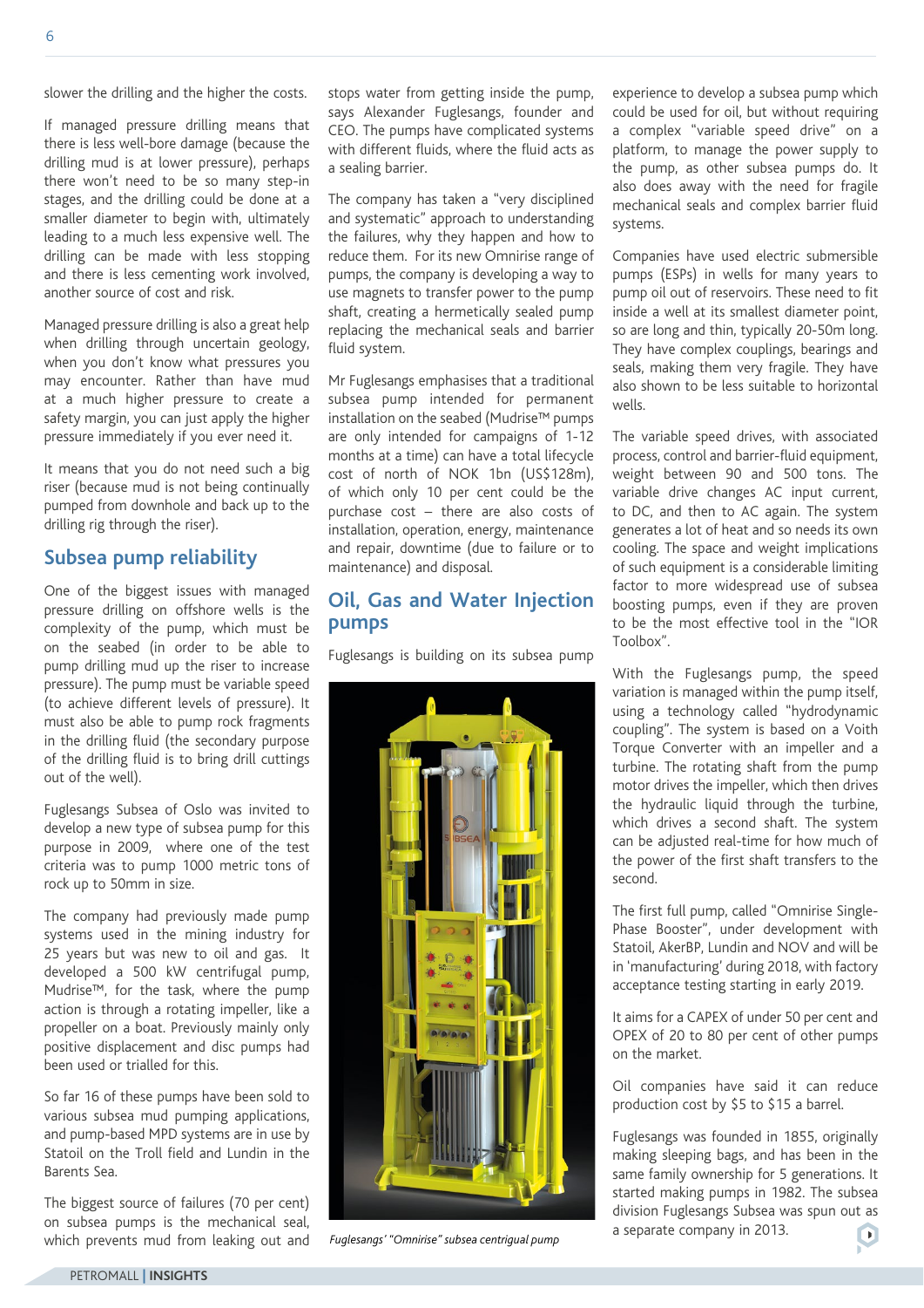slower the drilling and the higher the costs.

If managed pressure drilling means that there is less well-bore damage (because the drilling mud is at lower pressure), perhaps there won't need to be so many step-in stages, and the drilling could be done at a smaller diameter to begin with, ultimately leading to a much less expensive well. The drilling can be made with less stopping and there is less cementing work involved, another source of cost and risk.

Managed pressure drilling is also a great help when drilling through uncertain geology, when you don't know what pressures you may encounter. Rather than have mud at a much higher pressure to create a safety margin, you can just apply the higher pressure immediately if you ever need it.

It means that you do not need such a big riser (because mud is not being continually pumped from downhole and back up to the drilling rig through the riser).

## Subsea pump reliability

One of the biggest issues with managed pressure drilling on offshore wells is the complexity of the pump, which must be on the seabed (in order to be able to pump drilling mud up the riser to increase pressure). The pump must be variable speed (to achieve different levels of pressure). It must also be able to pump rock fragments in the drilling fluid (the secondary purpose of the drilling fluid is to bring drill cuttings out of the well).

Fuglesangs Subsea of Oslo was invited to develop a new type of subsea pump for this purpose in 2009, where one of the test criteria was to pump 1000 metric tons of rock up to 50mm in size.

The company had previously made pump systems used in the mining industry for 25 years but was new to oil and gas. It developed a 500 kW centrifugal pump, Mudrise™, for the task, where the pump action is through a rotating impeller, like a propeller on a boat. Previously mainly only positive displacement and disc pumps had been used or trialled for this.

So far 16 of these pumps have been sold to various subsea mud pumping applications, and pump-based MPD systems are in use by Statoil on the Troll field and Lundin in the Barents Sea.

The biggest source of failures (70 per cent) on subsea pumps is the mechanical seal, which prevents mud from leaking out and stops water from getting inside the pump, says Alexander Fuglesangs, founder and CEO. The pumps have complicated systems with different fluids, where the fluid acts as a sealing barrier.

The company has taken a "very disciplined and systematic" approach to understanding the failures, why they happen and how to reduce them. For its new Omnirise range of pumps, the company is developing a way to use magnets to transfer power to the pump shaft, creating a hermetically sealed pump replacing the mechanical seals and barrier fluid system.

Mr Fuglesangs emphasises that a traditional subsea pump intended for permanent installation on the seabed (Mudrise™ pumps are only intended for campaigns of 1-12 months at a time) can have a total lifecycle cost of north of NOK 1bn (US$128m), of which only 10 per cent could be the purchase cost – there are also costs of installation, operation, energy, maintenance and repair, downtime (due to failure or to maintenance) and disposal.

## Oil, Gas and Water Injection pumps

Fuglesangs is building on its subsea pump experience to develop a subsea pump which could be used for oil, but without requiring a complex "variable speed drive" on a platform, to manage the power supply to the pump, as other subsea pumps do. It also does away with the need for fragile mechanical seals and complex barrier fluid systems.

*Fuglesangs' "Omnirise" subsea centrigual pump*

Companies have used electric submersible pumps (ESPs) in wells for many years to pump oil out of reservoirs. These need to fit inside a well at its smallest diameter point, so are long and thin, typically 20-50m long. They have complex couplings, bearings and seals, making them very fragile. They have also shown to be less suitable to horizontal wells.

The variable speed drives, with associated process, control and barrier-fluid equipment, weight between 90 and 500 tons. The variable drive changes AC input current, to DC, and then to AC again. The system generates a lot of heat and so needs its own cooling. The space and weight implications of such equipment is a considerable limiting factor to more widespread use of subsea boosting pumps, even if they are proven to be the most effective tool in the "IOR Toolbox".

With the Fuglesangs pump, the speed variation is managed within the pump itself, using a technology called "hydrodynamic coupling". The system is based on a Voith Torque Converter with an impeller and a turbine. The rotating shaft from the pump motor drives the impeller, which then drives the hydraulic liquid through the turbine, which drives a second shaft. The system can be adjusted real-time for how much of the power of the first shaft transfers to the second.

The first full pump, called "Omnirise Single-Phase Booster", under development with Statoil, AkerBP, Lundin and NOV and will be in 'manufacturing' during 2018, with factory acceptance testing starting in early 2019.

It aims for a CAPEX of under 50 per cent and OPEX of 20 to 80 per cent of other pumps on the market.

Oil companies have said it can reduce production cost by $5 to $15 a barrel.

Fuglesangs was founded in 1855, originally making sleeping bags, and has been in the same family ownership for 5 generations. It started making pumps in 1982. The subsea division Fuglesangs Subsea was spun out as a separate company in 2013.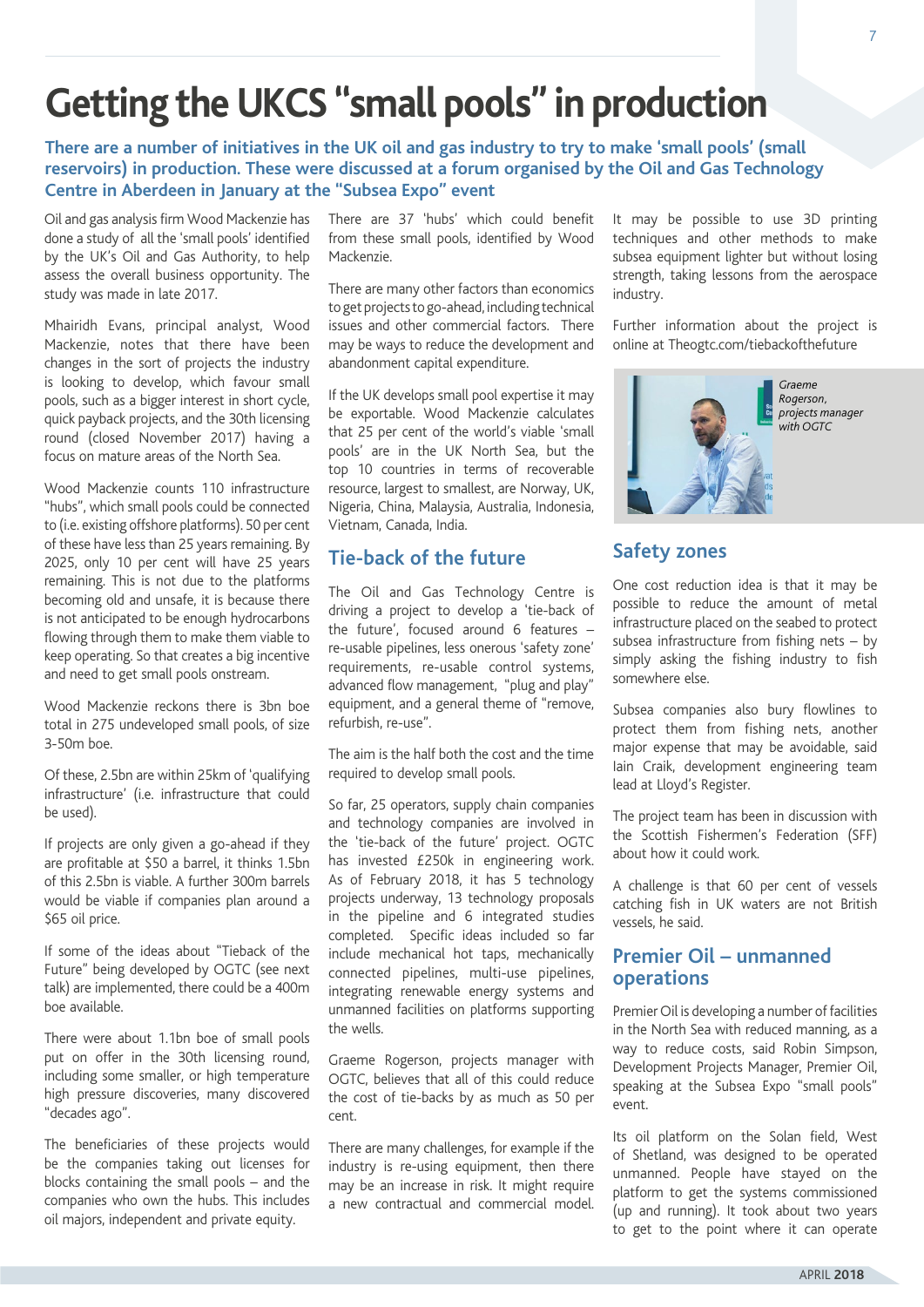# Getting the UKCS "small pools" in production

**There are a number of initiatives in the UK oil and gas industry to try to make 'small pools' (small reservoirs) in production. These were discussed at a forum organised by the Oil and Gas Technology Centre in Aberdeen in January at the "Subsea Expo" event**

Oil and gas analysis firm Wood Mackenzie has done a study of all the 'small pools' identified by the UK's Oil and Gas Authority, to help assess the overall business opportunity. The study was made in late 2017.

Mhairidh Evans, principal analyst, Wood Mackenzie, notes that there have been changes in the sort of projects the industry is looking to develop, which favour small pools, such as a bigger interest in short cycle, quick payback projects, and the 30th licensing round (closed November 2017) having a focus on mature areas of the North Sea.

Wood Mackenzie counts 110 infrastructure "hubs", which small pools could be connected to (i.e. existing offshore platforms). 50 per cent of these have less than 25 years remaining. By 2025, only 10 per cent will have 25 years remaining. This is not due to the platforms becoming old and unsafe, it is because there is not anticipated to be enough hydrocarbons flowing through them to make them viable to keep operating. So that creates a big incentive and need to get small pools onstream.

Wood Mackenzie reckons there is 3bn boe total in 275 undeveloped small pools, of size 3-50m boe.

Of these, 2.5bn are within 25km of 'qualifying infrastructure' (i.e. infrastructure that could be used).

If projects are only given a go-ahead if they are profitable at $50 a barrel, it thinks 1.5bn of this 2.5bn is viable. A further 300m barrels would be viable if companies plan around a $65 oil price.

If some of the ideas about "Tieback of the Future" being developed by OGTC (see next talk) are implemented, there could be a 400m boe available.

There were about 1.1bn boe of small pools put on offer in the 30th licensing round, including some smaller, or high temperature high pressure discoveries, many discovered "decades ago".

The beneficiaries of these projects would be the companies taking out licenses for blocks containing the small pools – and the companies who own the hubs. This includes oil majors, independent and private equity.

There are 37 'hubs' which could benefit from these small pools, identified by Wood Mackenzie.

There are many other factors than economics to get projects to go-ahead, including technical issues and other commercial factors. There may be ways to reduce the development and abandonment capital expenditure.

If the UK develops small pool expertise it may be exportable. Wood Mackenzie calculates that 25 per cent of the world's viable 'small pools' are in the UK North Sea, but the top 10 countries in terms of recoverable resource, largest to smallest, are Norway, UK, Nigeria, China, Malaysia, Australia, Indonesia, Vietnam, Canada, India.

## Tie-back of the future

The Oil and Gas Technology Centre is driving a project to develop a 'tie-back of the future', focused around 6 features – re-usable pipelines, less onerous 'safety zone' requirements, re-usable control systems, advanced flow management, "plug and play" equipment, and a general theme of "remove, refurbish, re-use".

The aim is the half both the cost and the time required to develop small pools.

So far, 25 operators, supply chain companies and technology companies are involved in the 'tie-back of the future' project. OGTC has invested £250k in engineering work. As of February 2018, it has 5 technology projects underway, 13 technology proposals in the pipeline and 6 integrated studies completed. Specific ideas included so far include mechanical hot taps, mechanically connected pipelines, multi-use pipelines, integrating renewable energy systems and unmanned facilities on platforms supporting the wells.

Graeme Rogerson, projects manager with OGTC, believes that all of this could reduce the cost of tie-backs by as much as 50 per cent.

There are many challenges, for example if the industry is re-using equipment, then there may be an increase in risk. It might require a new contractual and commercial model.

It may be possible to use 3D printing techniques and other methods to make subsea equipment lighter but without losing strength, taking lessons from the aerospace industry.

Further information about the project is online at Theogtc.com/tiebackofthefuture

*Graeme Rogerson, projects manager with OGTC*

## Safety zones

One cost reduction idea is that it may be possible to reduce the amount of metal infrastructure placed on the seabed to protect subsea infrastructure from fishing nets – by simply asking the fishing industry to fish somewhere else.

Subsea companies also bury flowlines to protect them from fishing nets, another major expense that may be avoidable, said Iain Craik, development engineering team lead at Lloyd's Register.

The project team has been in discussion with the Scottish Fishermen's Federation (SFF) about how it could work.

A challenge is that 60 per cent of vessels catching fish in UK waters are not British vessels, he said.

## Premier Oil – unmanned operations

Premier Oil is developing a number of facilities in the North Sea with reduced manning, as a way to reduce costs, said Robin Simpson, Development Projects Manager, Premier Oil, speaking at the Subsea Expo "small pools" event.

Its oil platform on the Solan field, West of Shetland, was designed to be operated unmanned. People have stayed on the platform to get the systems commissioned (up and running). It took about two years to get to the point where it can operate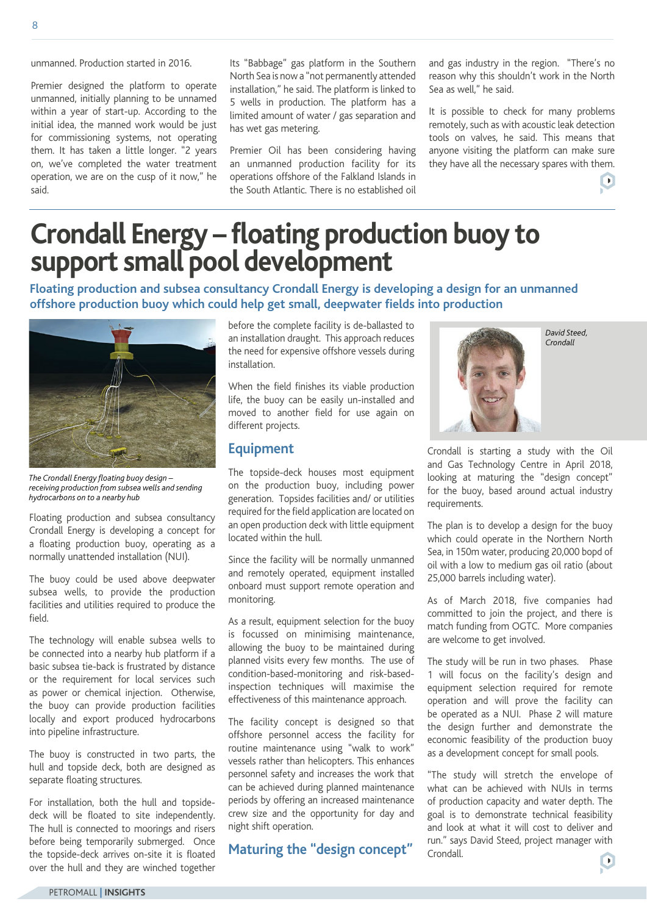unmanned. Production started in 2016.

Premier designed the platform to operate unmanned, initially planning to be unnamed within a year of start-up. According to the initial idea, the manned work would be just for commissioning systems, not operating them. It has taken a little longer. "2 years on, we've completed the water treatment operation, we are on the cusp of it now," he said.

Its "Babbage" gas platform in the Southern North Sea is now a "not permanently attended installation," he said. The platform is linked to 5 wells in production. The platform has a limited amount of water / gas separation and has wet gas metering.

Premier Oil has been considering having an unmanned production facility for its operations offshore of the Falkland Islands in the South Atlantic. There is no established oil and gas industry in the region. "There's no reason why this shouldn't work in the North Sea as well," he said.

It is possible to check for many problems remotely, such as with acoustic leak detection tools on valves, he said. This means that anyone visiting the platform can make sure they have all the necessary spares with them.

# Crondall Energy – floating production buoy to support small pool development

**Floating production and subsea consultancy Crondall Energy is developing a design for an unmanned offshore production buoy which could help get small, deepwater fields into production**

*The Crondall Energy floating buoy design – receiving production from subsea wells and sending hydrocarbons on to a nearby hub*

Floating production and subsea consultancy Crondall Energy is developing a concept for a floating production buoy, operating as a normally unattended installation (NUI).

The buoy could be used above deepwater subsea wells, to provide the production facilities and utilities required to produce the field.

The technology will enable subsea wells to be connected into a nearby hub platform if a basic subsea tie-back is frustrated by distance or the requirement for local services such as power or chemical injection. Otherwise, the buoy can provide production facilities locally and export produced hydrocarbons into pipeline infrastructure.

The buoy is constructed in two parts, the hull and topside deck, both are designed as separate floating structures.

For installation, both the hull and topside-deck will be floated to site independently. The hull is connected to moorings and risers before being temporarily submerged. Once the topside-deck arrives on-site it is floated over the hull and they are winched together before the complete facility is de-ballasted to an installation draught. This approach reduces the need for expensive offshore vessels during installation.

When the field finishes its viable production life, the buoy can be easily un-installed and moved to another field for use again on different projects.

## Equipment

The topside-deck houses most equipment on the production buoy, including power generation. Topsides facilities and/ or utilities required for the field application are located on an open production deck with little equipment located within the hull.

Since the facility will be normally unmanned and remotely operated, equipment installed onboard must support remote operation and monitoring.

As a result, equipment selection for the buoy is focussed on minimising maintenance, allowing the buoy to be maintained during planned visits every few months. The use of condition-based-monitoring and risk-based-inspection techniques will maximise the effectiveness of this maintenance approach.

The facility concept is designed so that offshore personnel access the facility for routine maintenance using "walk to work" vessels rather than helicopters. This enhances personnel safety and increases the work that can be achieved during planned maintenance periods by offering an increased maintenance crew size and the opportunity for day and night shift operation.

## Maturing the "design concept"

*David Steed, Crondall*

Crondall is starting a study with the Oil and Gas Technology Centre in April 2018, looking at maturing the "design concept" for the buoy, based around actual industry requirements.

The plan is to develop a design for the buoy which could operate in the Northern North Sea, in 150m water, producing 20,000 bopd of oil with a low to medium gas oil ratio (about 25,000 barrels including water).

As of March 2018, five companies had committed to join the project, and there is match funding from OGTC. More companies are welcome to get involved.

The study will be run in two phases. Phase 1 will focus on the facility's design and equipment selection required for remote operation and will prove the facility can be operated as a NUI. Phase 2 will mature the design further and demonstrate the economic feasibility of the production buoy as a development concept for small pools.

"The study will stretch the envelope of what can be achieved with NUIs in terms of production capacity and water depth. The goal is to demonstrate technical feasibility and look at what it will cost to deliver and run." says David Steed, project manager with Crondall.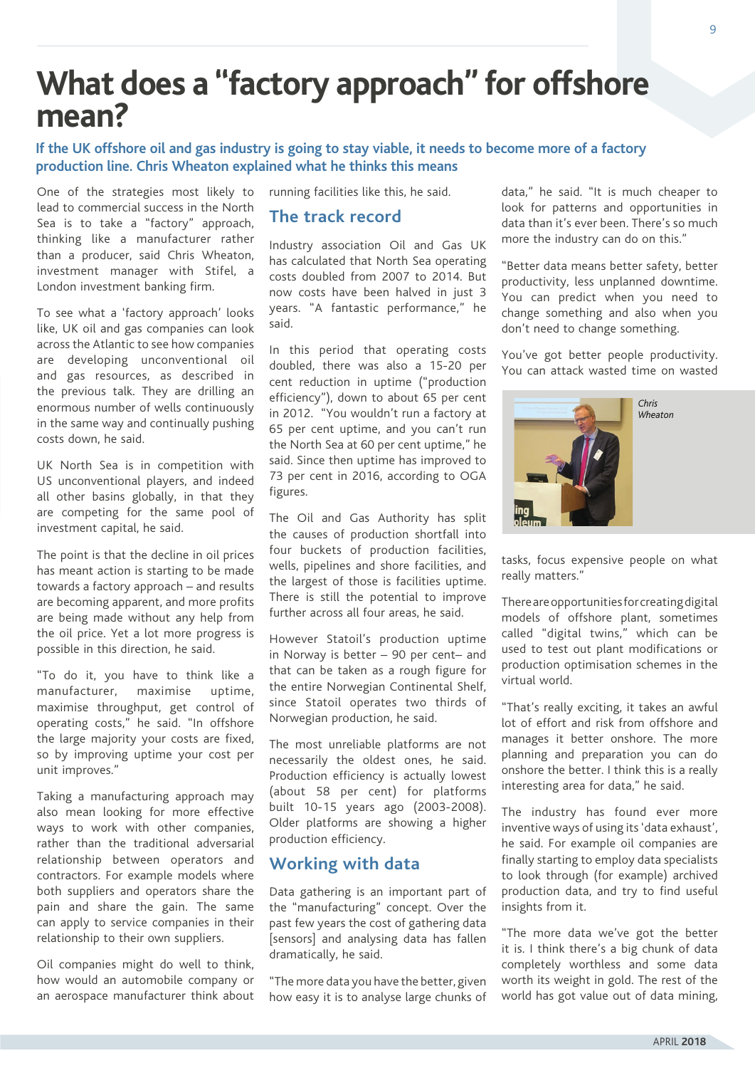# What does a "factory approach" for offshore mean?

**If the UK offshore oil and gas industry is going to stay viable, it needs to become more of a factory production line. Chris Wheaton explained what he thinks this means**

One of the strategies most likely to lead to commercial success in the North Sea is to take a "factory" approach, thinking like a manufacturer rather than a producer, said Chris Wheaton, investment manager with Stifel, a London investment banking firm.

To see what a 'factory approach' looks like, UK oil and gas companies can look across the Atlantic to see how companies are developing unconventional oil and gas resources, as described in the previous talk. They are drilling an enormous number of wells continuously in the same way and continually pushing costs down, he said.

UK North Sea is in competition with US unconventional players, and indeed all other basins globally, in that they are competing for the same pool of investment capital, he said.

The point is that the decline in oil prices has meant action is starting to be made towards a factory approach – and results are becoming apparent, and more profits are being made without any help from the oil price. Yet a lot more progress is possible in this direction, he said.

"To do it, you have to think like a manufacturer, maximise uptime, maximise throughput, get control of operating costs," he said. "In offshore the large majority your costs are fixed, so by improving uptime your cost per unit improves."

Taking a manufacturing approach may also mean looking for more effective ways to work with other companies, rather than the traditional adversarial relationship between operators and contractors. For example models where both suppliers and operators share the pain and share the gain. The same can apply to service companies in their relationship to their own suppliers.

Oil companies might do well to think, how would an automobile company or an aerospace manufacturer think about running facilities like this, he said.

## The track record

Industry association Oil and Gas UK has calculated that North Sea operating costs doubled from 2007 to 2014. But now costs have been halved in just 3 years. "A fantastic performance," he said.

In this period that operating costs doubled, there was also a 15-20 per cent reduction in uptime ("production efficiency"), down to about 65 per cent in 2012. "You wouldn't run a factory at 65 per cent uptime, and you can't run the North Sea at 60 per cent uptime," he said. Since then uptime has improved to 73 per cent in 2016, according to OGA figures.

The Oil and Gas Authority has split the causes of production shortfall into four buckets of production facilities, wells, pipelines and shore facilities, and the largest of those is facilities uptime. There is still the potential to improve further across all four areas, he said.

However Statoil's production uptime in Norway is better – 90 per cent– and that can be taken as a rough figure for the entire Norwegian Continental Shelf, since Statoil operates two thirds of Norwegian production, he said.

The most unreliable platforms are not necessarily the oldest ones, he said. Production efficiency is actually lowest (about 58 per cent) for platforms built 10-15 years ago (2003-2008). Older platforms are showing a higher production efficiency.

## Working with data

Data gathering is an important part of the "manufacturing" concept. Over the past few years the cost of gathering data [sensors] and analysing data has fallen dramatically, he said.

"The more data you have the better, given how easy it is to analyse large chunks of data," he said. "It is much cheaper to look for patterns and opportunities in data than it's ever been. There's so much more the industry can do on this."

"Better data means better safety, better productivity, less unplanned downtime. You can predict when you need to change something and also when you don't need to change something.

You've got better people productivity. You can attack wasted time on wasted tasks, focus expensive people on what really matters."

*Chris Wheaton*

There are opportunities for creating digital models of offshore plant, sometimes called "digital twins," which can be used to test out plant modifications or production optimisation schemes in the virtual world.

"That's really exciting, it takes an awful lot of effort and risk from offshore and manages it better onshore. The more planning and preparation you can do onshore the better. I think this is a really interesting area for data," he said.

The industry has found ever more inventive ways of using its 'data exhaust', he said. For example oil companies are finally starting to employ data specialists to look through (for example) archived production data, and try to find useful insights from it.

"The more data we've got the better it is. I think there's a big chunk of data completely worthless and some data worth its weight in gold. The rest of the world has got value out of data mining,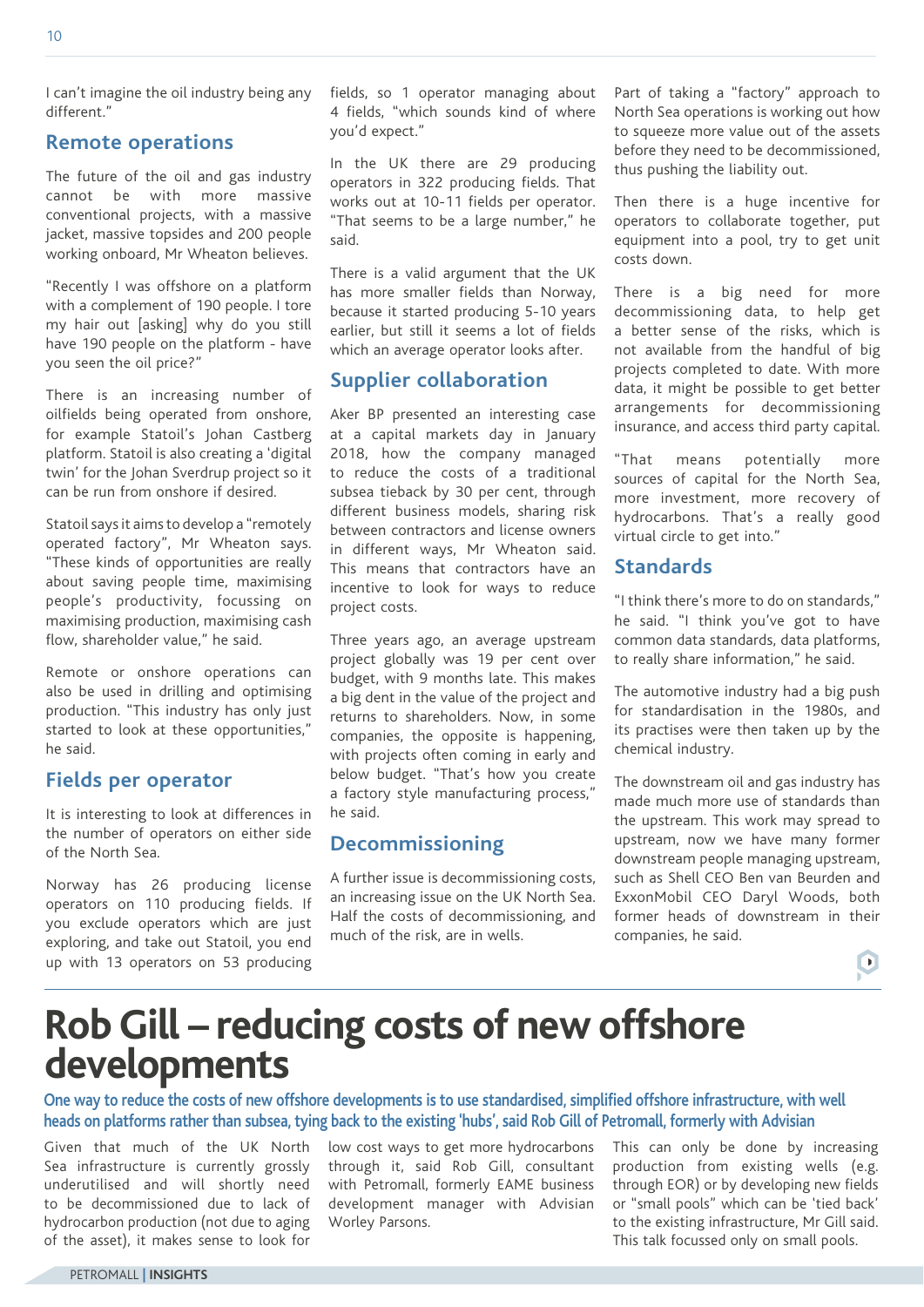I can't imagine the oil industry being any different."

## Remote operations

The future of the oil and gas industry cannot be with more massive conventional projects, with a massive jacket, massive topsides and 200 people working onboard, Mr Wheaton believes.

"Recently I was offshore on a platform with a complement of 190 people. I tore my hair out [asking] why do you still have 190 people on the platform - have you seen the oil price?"

There is an increasing number of oilfields being operated from onshore, for example Statoil's Johan Castberg platform. Statoil is also creating a 'digital twin' for the Johan Sverdrup project so it can be run from onshore if desired.

Statoil says it aims to develop a "remotely operated factory", Mr Wheaton says. "These kinds of opportunities are really about saving people time, maximising people's productivity, focussing on maximising production, maximising cash flow, shareholder value," he said.

Remote or onshore operations can also be used in drilling and optimising production. "This industry has only just started to look at these opportunities," he said.

## Fields per operator

It is interesting to look at differences in the number of operators on either side of the North Sea.

Norway has 26 producing license operators on 110 producing fields. If you exclude operators which are just exploring, and take out Statoil, you end up with 13 operators on 53 producing fields, so 1 operator managing about 4 fields, "which sounds kind of where you'd expect."

In the UK there are 29 producing operators in 322 producing fields. That works out at 10-11 fields per operator. "That seems to be a large number," he said.

There is a valid argument that the UK has more smaller fields than Norway, because it started producing 5-10 years earlier, but still it seems a lot of fields which an average operator looks after.

## Supplier collaboration

Aker BP presented an interesting case at a capital markets day in January 2018, how the company managed to reduce the costs of a traditional subsea tieback by 30 per cent, through different business models, sharing risk between contractors and license owners in different ways, Mr Wheaton said. This means that contractors have an incentive to look for ways to reduce project costs.

Three years ago, an average upstream project globally was 19 per cent over budget, with 9 months late. This makes a big dent in the value of the project and returns to shareholders. Now, in some companies, the opposite is happening, with projects often coming in early and below budget. "That's how you create a factory style manufacturing process," he said.

## Decommissioning

A further issue is decommissioning costs, an increasing issue on the UK North Sea. Half the costs of decommissioning, and much of the risk, are in wells.

Part of taking a "factory" approach to North Sea operations is working out how to squeeze more value out of the assets before they need to be decommissioned, thus pushing the liability out.

Then there is a huge incentive for operators to collaborate together, put equipment into a pool, try to get unit costs down.

There is a big need for more decommissioning data, to help get a better sense of the risks, which is not available from the handful of big projects completed to date. With more data, it might be possible to get better arrangements for decommissioning insurance, and access third party capital.

"That means potentially more sources of capital for the North Sea, more investment, more recovery of hydrocarbons. That's a really good virtual circle to get into."

## Standards

"I think there's more to do on standards," he said. "I think you've got to have common data standards, data platforms, to really share information," he said.

The automotive industry had a big push for standardisation in the 1980s, and its practises were then taken up by the chemical industry.

The downstream oil and gas industry has made much more use of standards than the upstream. This work may spread to upstream, now we have many former downstream people managing upstream, such as Shell CEO Ben van Beurden and ExxonMobil CEO Daryl Woods, both former heads of downstream in their companies, he said.

# Rob Gill – reducing costs of new offshore developments

**One way to reduce the costs of new offshore developments is to use standardised, simplified offshore infrastructure, with well heads on platforms rather than subsea, tying back to the existing 'hubs', said Rob Gill of Petromall, formerly with Advisian**

Given that much of the UK North Sea infrastructure is currently grossly underutilised and will shortly need to be decommissioned due to lack of hydrocarbon production (not due to aging of the asset), it makes sense to look for low cost ways to get more hydrocarbons through it, said Rob Gill, consultant with Petromall, formerly EAME business development manager with Advisian Worley Parsons.

This can only be done by increasing production from existing wells (e.g. through EOR) or by developing new fields or "small pools" which can be 'tied back' to the existing infrastructure, Mr Gill said. This talk focussed only on small pools.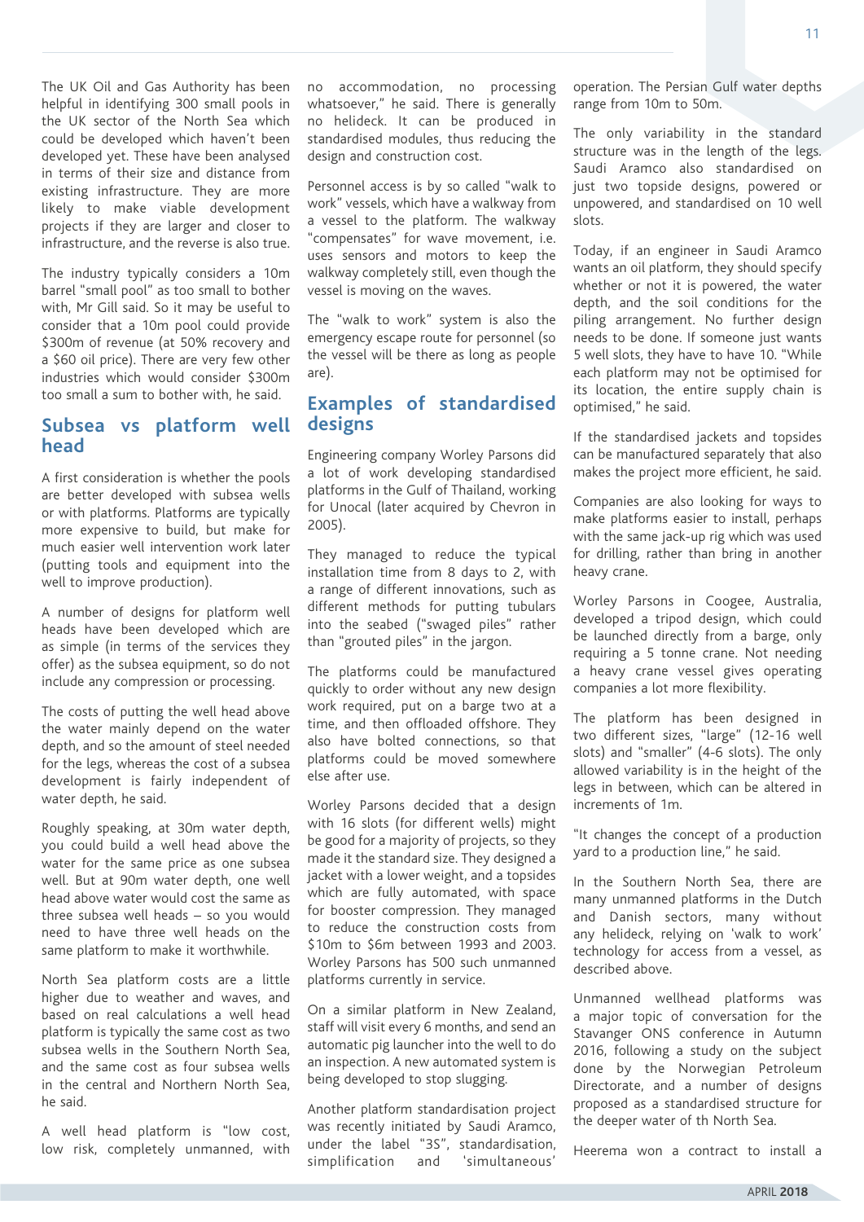The UK Oil and Gas Authority has been helpful in identifying 300 small pools in the UK sector of the North Sea which could be developed which haven't been developed yet. These have been analysed in terms of their size and distance from existing infrastructure. They are more likely to make viable development projects if they are larger and closer to infrastructure, and the reverse is also true.

The industry typically considers a 10m barrel "small pool" as too small to bother with, Mr Gill said. So it may be useful to consider that a 10m pool could provide $300m of revenue (at 50% recovery and a $60 oil price). There are very few other industries which would consider $300m too small a sum to bother with, he said.

## Subsea vs platform well head

A first consideration is whether the pools are better developed with subsea wells or with platforms. Platforms are typically more expensive to build, but make for much easier well intervention work later (putting tools and equipment into the well to improve production).

A number of designs for platform well heads have been developed which are as simple (in terms of the services they offer) as the subsea equipment, so do not include any compression or processing.

The costs of putting the well head above the water mainly depend on the water depth, and so the amount of steel needed for the legs, whereas the cost of a subsea development is fairly independent of water depth, he said.

Roughly speaking, at 30m water depth, you could build a well head above the water for the same price as one subsea well. But at 90m water depth, one well head above water would cost the same as three subsea well heads – so you would need to have three well heads on the same platform to make it worthwhile.

North Sea platform costs are a little higher due to weather and waves, and based on real calculations a well head platform is typically the same cost as two subsea wells in the Southern North Sea, and the same cost as four subsea wells in the central and Northern North Sea, he said.

A well head platform is "low cost, low risk, completely unmanned, with no accommodation, no processing whatsoever," he said. There is generally no helideck. It can be produced in standardised modules, thus reducing the design and construction cost.

Personnel access is by so called "walk to work" vessels, which have a walkway from a vessel to the platform. The walkway "compensates" for wave movement, i.e. uses sensors and motors to keep the walkway completely still, even though the vessel is moving on the waves.

The "walk to work" system is also the emergency escape route for personnel (so the vessel will be there as long as people are).

## Examples of standardised designs

Engineering company Worley Parsons did a lot of work developing standardised platforms in the Gulf of Thailand, working for Unocal (later acquired by Chevron in 2005).

They managed to reduce the typical installation time from 8 days to 2, with a range of different innovations, such as different methods for putting tubulars into the seabed ("swaged piles" rather than "grouted piles" in the jargon.

The platforms could be manufactured quickly to order without any new design work required, put on a barge two at a time, and then offloaded offshore. They also have bolted connections, so that platforms could be moved somewhere else after use.

Worley Parsons decided that a design with 16 slots (for different wells) might be good for a majority of projects, so they made it the standard size. They designed a jacket with a lower weight, and a topsides which are fully automated, with space for booster compression. They managed to reduce the construction costs from $10m to $6m between 1993 and 2003. Worley Parsons has 500 such unmanned platforms currently in service.

On a similar platform in New Zealand, staff will visit every 6 months, and send an automatic pig launcher into the well to do an inspection. A new automated system is being developed to stop slugging.

Another platform standardisation project was recently initiated by Saudi Aramco, under the label "3S", standardisation, simplification and 'simultaneous' operation. The Persian Gulf water depths range from 10m to 50m.

The only variability in the standard structure was in the length of the legs. Saudi Aramco also standardised on just two topside designs, powered or unpowered, and standardised on 10 well slots.

Today, if an engineer in Saudi Aramco wants an oil platform, they should specify whether or not it is powered, the water depth, and the soil conditions for the piling arrangement. No further design needs to be done. If someone just wants 5 well slots, they have to have 10. "While each platform may not be optimised for its location, the entire supply chain is optimised," he said.

If the standardised jackets and topsides can be manufactured separately that also makes the project more efficient, he said.

Companies are also looking for ways to make platforms easier to install, perhaps with the same jack-up rig which was used for drilling, rather than bring in another heavy crane.

Worley Parsons in Coogee, Australia, developed a tripod design, which could be launched directly from a barge, only requiring a 5 tonne crane. Not needing a heavy crane vessel gives operating companies a lot more flexibility.

The platform has been designed in two different sizes, "large" (12-16 well slots) and "smaller" (4-6 slots). The only allowed variability is in the height of the legs in between, which can be altered in increments of 1m.

"It changes the concept of a production yard to a production line," he said.

In the Southern North Sea, there are many unmanned platforms in the Dutch and Danish sectors, many without any helideck, relying on 'walk to work' technology for access from a vessel, as described above.

Unmanned wellhead platforms was a major topic of conversation for the Stavanger ONS conference in Autumn 2016, following a study on the subject done by the Norwegian Petroleum Directorate, and a number of designs proposed as a standardised structure for the deeper water of th North Sea.

Heerema won a contract to install a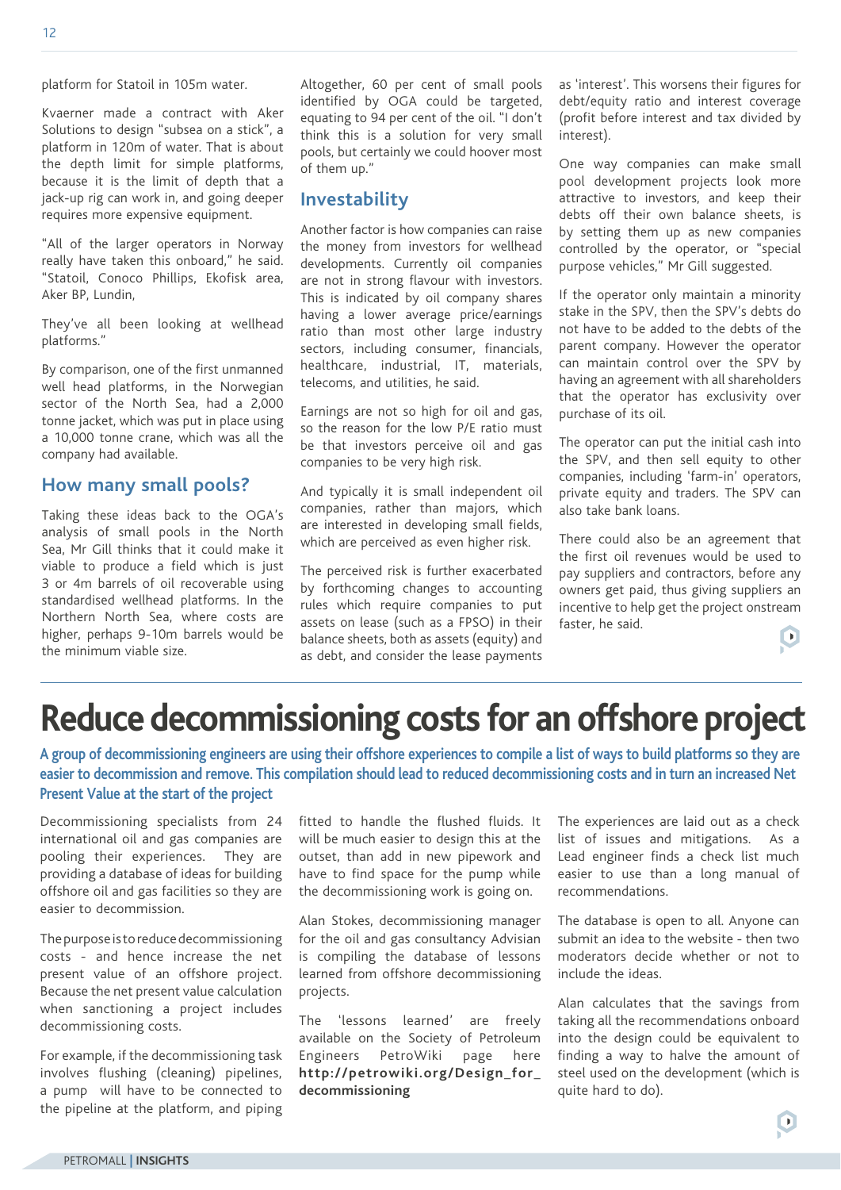platform for Statoil in 105m water.

Kvaerner made a contract with Aker Solutions to design "subsea on a stick", a platform in 120m of water. That is about the depth limit for simple platforms, because it is the limit of depth that a jack-up rig can work in, and going deeper requires more expensive equipment.

"All of the larger operators in Norway really have taken this onboard," he said. "Statoil, Conoco Phillips, Ekofisk area, Aker BP, Lundin,

They've all been looking at wellhead platforms."

By comparison, one of the first unmanned well head platforms, in the Norwegian sector of the North Sea, had a 2,000 tonne jacket, which was put in place using a 10,000 tonne crane, which was all the company had available.

## How many small pools?

Taking these ideas back to the OGA's analysis of small pools in the North Sea, Mr Gill thinks that it could make it viable to produce a field which is just 3 or 4m barrels of oil recoverable using standardised wellhead platforms. In the Northern North Sea, where costs are higher, perhaps 9-10m barrels would be the minimum viable size.

Altogether, 60 per cent of small pools identified by OGA could be targeted, equating to 94 per cent of the oil. "I don't think this is a solution for very small pools, but certainly we could hoover most of them up."

## Investability

Another factor is how companies can raise the money from investors for wellhead developments. Currently oil companies are not in strong flavour with investors. This is indicated by oil company shares having a lower average price/earnings ratio than most other large industry sectors, including consumer, financials, healthcare, industrial, IT, materials, telecoms, and utilities, he said.

Earnings are not so high for oil and gas, so the reason for the low P/E ratio must be that investors perceive oil and gas companies to be very high risk.

And typically it is small independent oil companies, rather than majors, which are interested in developing small fields, which are perceived as even higher risk.

The perceived risk is further exacerbated by forthcoming changes to accounting rules which require companies to put assets on lease (such as a FPSO) in their balance sheets, both as assets (equity) and as debt, and consider the lease payments as 'interest'. This worsens their figures for debt/equity ratio and interest coverage (profit before interest and tax divided by interest).

One way companies can make small pool development projects look more attractive to investors, and keep their debts off their own balance sheets, is by setting them up as new companies controlled by the operator, or "special purpose vehicles," Mr Gill suggested.

If the operator only maintain a minority stake in the SPV, then the SPV's debts do not have to be added to the debts of the parent company. However the operator can maintain control over the SPV by having an agreement with all shareholders that the operator has exclusivity over purchase of its oil.

The operator can put the initial cash into the SPV, and then sell equity to other companies, including 'farm-in' operators, private equity and traders. The SPV can also take bank loans.

There could also be an agreement that the first oil revenues would be used to pay suppliers and contractors, before any owners get paid, thus giving suppliers an incentive to help get the project onstream faster, he said.

# Reduce decommissioning costs for an offshore project

**A group of decommissioning engineers are using their offshore experiences to compile a list of ways to build platforms so they are easier to decommission and remove. This compilation should lead to reduced decommissioning costs and in turn an increased Net Present Value at the start of the project**

Decommissioning specialists from 24 international oil and gas companies are pooling their experiences. They are providing a database of ideas for building offshore oil and gas facilities so they are easier to decommission.

The purpose is to reduce decommissioning costs - and hence increase the net present value of an offshore project. Because the net present value calculation when sanctioning a project includes decommissioning costs.

For example, if the decommissioning task involves flushing (cleaning) pipelines, a pump will have to be connected to the pipeline at the platform, and piping fitted to handle the flushed fluids. It will be much easier to design this at the outset, than add in new pipework and have to find space for the pump while the decommissioning work is going on.

Alan Stokes, decommissioning manager for the oil and gas consultancy Advisian is compiling the database of lessons learned from offshore decommissioning projects.

The 'lessons learned' are freely available on the Society of Petroleum Engineers PetroWiki page here **http://petrowiki.org/Design_for_decommissioning**

The experiences are laid out as a check list of issues and mitigations. As a Lead engineer finds a check list much easier to use than a long manual of recommendations.

The database is open to all. Anyone can submit an idea to the website - then two moderators decide whether or not to include the ideas.

Alan calculates that the savings from taking all the recommendations onboard into the design could be equivalent to finding a way to halve the amount of steel used on the development (which is quite hard to do).